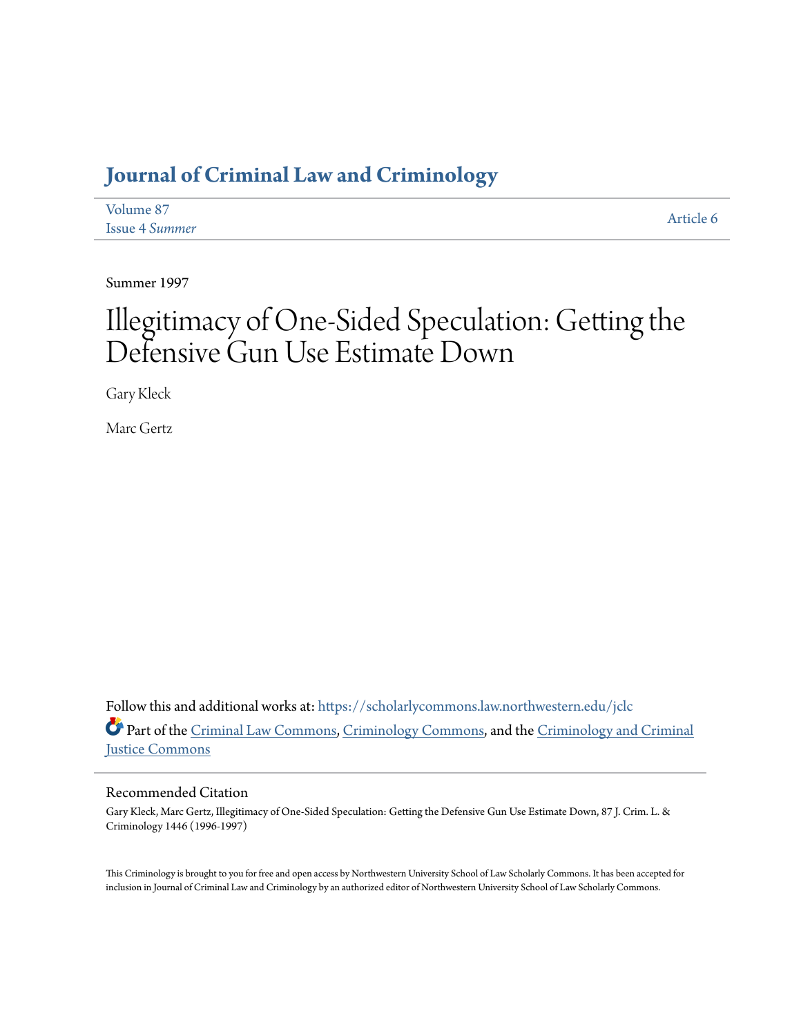# Journal of Criminal Law and Criminology

Volume 87
Issue 4 *Summer*

Article 6

Summer 1997

# Illegitimacy of One-Sided Speculation: Getting the Defensive Gun Use Estimate Down

Gary Kleck

Marc Gertz

Follow this and additional works at: https://scholarlycommons.law.northwestern.edu/jclc

Part of the Criminal Law Commons, Criminology Commons, and the Criminology and Criminal Justice Commons

## Recommended Citation

Gary Kleck, Marc Gertz, Illegitimacy of One-Sided Speculation: Getting the Defensive Gun Use Estimate Down, 87 J. Crim. L. & Criminology 1446 (1996-1997)

This Criminology is brought to you for free and open access by Northwestern University School of Law Scholarly Commons. It has been accepted for inclusion in Journal of Criminal Law and Criminology by an authorized editor of Northwestern University School of Law Scholarly Commons.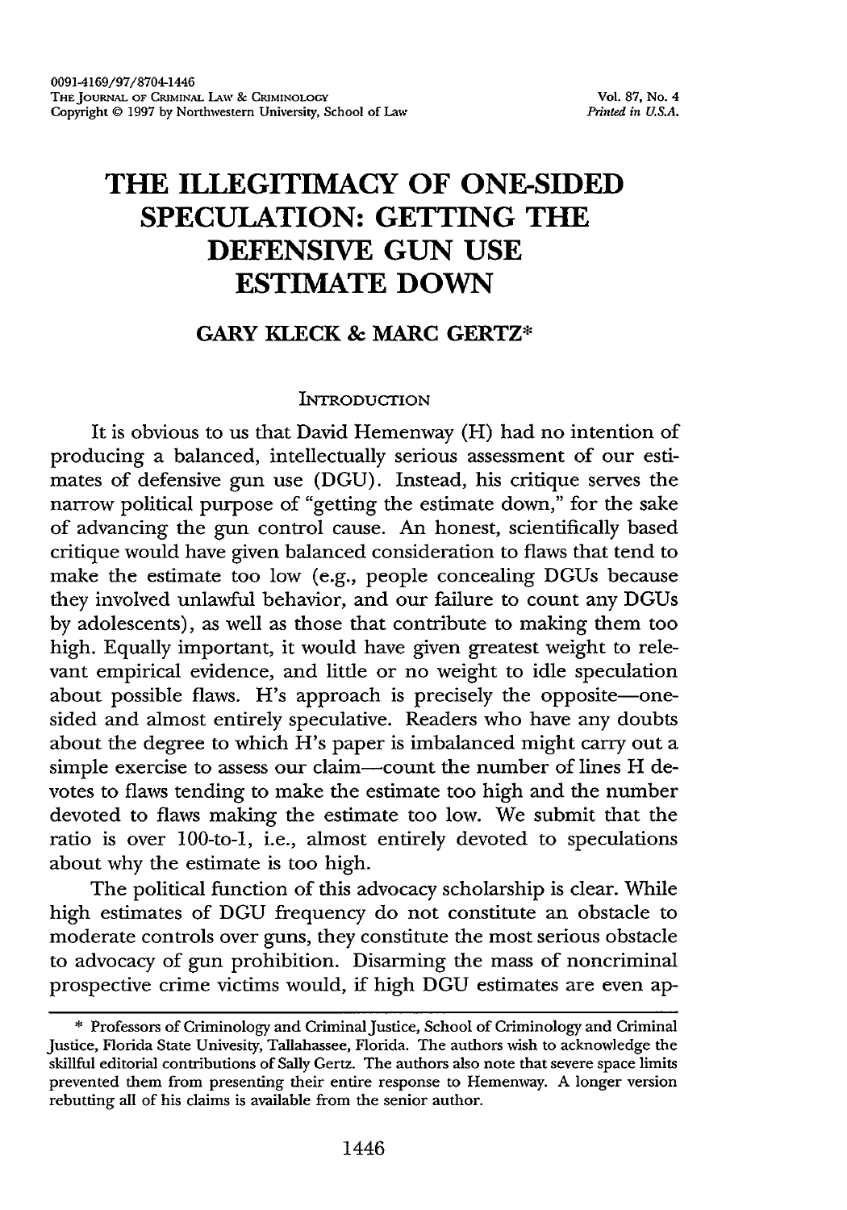# THE ILLEGITIMACY OF ONE-SIDED SPECULATION: GETTING THE DEFENSIVE GUN USE ESTIMATE DOWN

## GARY KLECK & MARC GERTZ*

### INTRODUCTION

It is obvious to us that David Hemenway (H) had no intention of producing a balanced, intellectually serious assessment of our estimates of defensive gun use (DGU). Instead, his critique serves the narrow political purpose of "getting the estimate down," for the sake of advancing the gun control cause. An honest, scientifically based critique would have given balanced consideration to flaws that tend to make the estimate too low (e.g., people concealing DGUs because they involved unlawful behavior, and our failure to count any DGUs by adolescents), as well as those that contribute to making them too high. Equally important, it would have given greatest weight to relevant empirical evidence, and little or no weight to idle speculation about possible flaws. H's approach is precisely the opposite—one-sided and almost entirely speculative. Readers who have any doubts about the degree to which H's paper is imbalanced might carry out a simple exercise to assess our claim—count the number of lines H devotes to flaws tending to make the estimate too high and the number devoted to flaws making the estimate too low. We submit that the ratio is over 100-to-1, i.e., almost entirely devoted to speculations about why the estimate is too high.

The political function of this advocacy scholarship is clear. While high estimates of DGU frequency do not constitute an obstacle to moderate controls over guns, they constitute the most serious obstacle to advocacy of gun prohibition. Disarming the mass of noncriminal prospective crime victims would, if high DGU estimates are even ap-

---

\* Professors of Criminology and Criminal Justice, School of Criminology and Criminal Justice, Florida State Univesity, Tallahassee, Florida. The authors wish to acknowledge the skillful editorial contributions of Sally Gertz. The authors also note that severe space limits prevented them from presenting their entire response to Hemenway. A longer version rebutting all of his claims is available from the senior author.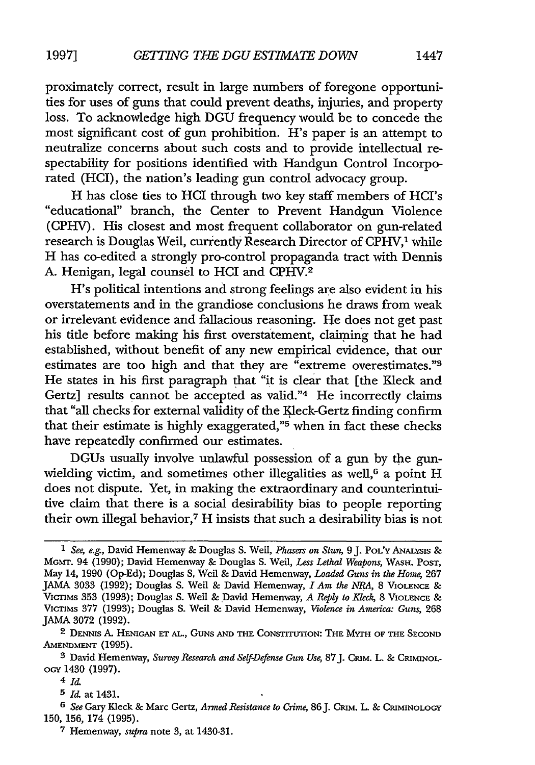proximately correct, result in large numbers of foregone opportunities for uses of guns that could prevent deaths, injuries, and property loss. To acknowledge high DGU frequency would be to concede the most significant cost of gun prohibition. H's paper is an attempt to neutralize concerns about such costs and to provide intellectual respectability for positions identified with Handgun Control Incorporated (HCI), the nation's leading gun control advocacy group.

H has close ties to HCI through two key staff members of HCI's "educational" branch, the Center to Prevent Handgun Violence (CPHV). His closest and most frequent collaborator on gun-related research is Douglas Weil, currently Research Director of CPHV,[1] while H has co-edited a strongly pro-control propaganda tract with Dennis A. Henigan, legal counsel to HCI and CPHV.[2]

H's political intentions and strong feelings are also evident in his overstatements and in the grandiose conclusions he draws from weak or irrelevant evidence and fallacious reasoning. He does not get past his title before making his first overstatement, claiming that he had established, without benefit of any new empirical evidence, that our estimates are too high and that they are "extreme overestimates."[3] He states in his first paragraph that "it is clear that [the Kleck and Gertz] results cannot be accepted as valid."[4] He incorrectly claims that "all checks for external validity of the Kleck-Gertz finding confirm that their estimate is highly exaggerated,"[5] when in fact these checks have repeatedly confirmed our estimates.

DGUs usually involve unlawful possession of a gun by the gun-wielding victim, and sometimes other illegalities as well,[6] a point H does not dispute. Yet, in making the extraordinary and counterintuitive claim that there is a social desirability bias to people reporting their own illegal behavior,[7] H insists that such a desirability bias is not

---

[1] *See, e.g.*, David Hemenway & Douglas S. Weil, *Phasers on Stun*, 9 J. Pol'y Analysis & Mgmt. 94 (1990); David Hemenway & Douglas S. Weil, *Less Lethal Weapons*, Wash. Post, May 14, 1990 (Op-Ed); Douglas S. Weil & David Hemenway, *Loaded Guns in the Home*, 267 JAMA 3033 (1992); Douglas S. Weil & David Hemenway, *I Am the NRA*, 8 Violence & Victims 353 (1993); Douglas S. Weil & David Hemenway, *A Reply to Kleck*, 8 Violence & Victims 377 (1993); Douglas S. Weil & David Hemenway, *Violence in America: Guns*, 268 JAMA 3072 (1992).

[2] Dennis A. Henigan et al., Guns and the Constitution: The Myth of the Second Amendment (1995).

[3] David Hemenway, *Survey Research and Self-Defense Gun Use*, 87 J. Crim. L. & Criminology 1430 (1997).

[4] *Id.*

[5] *Id.* at 1431.

[6] *See* Gary Kleck & Marc Gertz, *Armed Resistance to Crime*, 86 J. Crim. L. & Criminology 150, 156, 174 (1995).

[7] Hemenway, *supra* note 3, at 1430-31.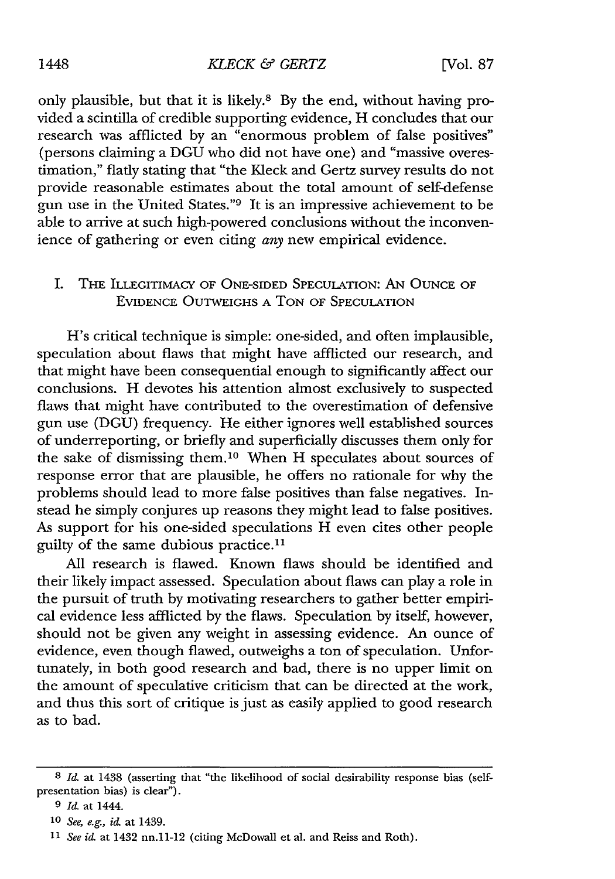only plausible, but that it is likely.[8] By the end, without having provided a scintilla of credible supporting evidence, H concludes that our research was afflicted by an "enormous problem of false positives" (persons claiming a DGU who did not have one) and "massive overestimation," flatly stating that "the Kleck and Gertz survey results do not provide reasonable estimates about the total amount of self-defense gun use in the United States."[9] It is an impressive achievement to be able to arrive at such high-powered conclusions without the inconvenience of gathering or even citing *any* new empirical evidence.

## I. The Illegitimacy of One-sided Speculation: An Ounce of Evidence Outweighs a Ton of Speculation

H's critical technique is simple: one-sided, and often implausible, speculation about flaws that might have afflicted our research, and that might have been consequential enough to significantly affect our conclusions. H devotes his attention almost exclusively to suspected flaws that might have contributed to the overestimation of defensive gun use (DGU) frequency. He either ignores well established sources of underreporting, or briefly and superficially discusses them only for the sake of dismissing them.[10] When H speculates about sources of response error that are plausible, he offers no rationale for why the problems should lead to more false positives than false negatives. Instead he simply conjures up reasons they might lead to false positives. As support for his one-sided speculations H even cites other people guilty of the same dubious practice.[11]

All research is flawed. Known flaws should be identified and their likely impact assessed. Speculation about flaws can play a role in the pursuit of truth by motivating researchers to gather better empirical evidence less afflicted by the flaws. Speculation by itself, however, should not be given any weight in assessing evidence. An ounce of evidence, even though flawed, outweighs a ton of speculation. Unfortunately, in both good research and bad, there is no upper limit on the amount of speculative criticism that can be directed at the work, and thus this sort of critique is just as easily applied to good research as to bad.

---

[8] *Id.* at 1438 (asserting that "the likelihood of social desirability response bias (self-presentation bias) is clear").

[9] *Id.* at 1444.

[10] *See, e.g., id.* at 1439.

[11] *See id.* at 1432 nn.11-12 (citing McDowall et al. and Reiss and Roth).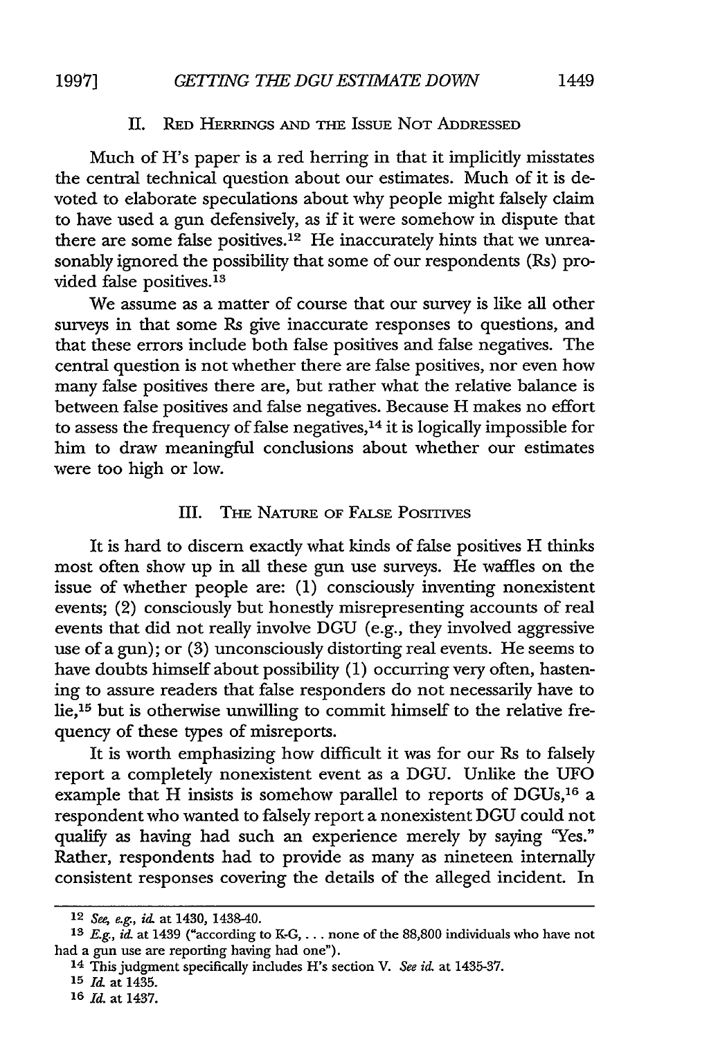## II. Red Herrings and the Issue Not Addressed

Much of H's paper is a red herring in that it implicitly misstates the central technical question about our estimates. Much of it is devoted to elaborate speculations about why people might falsely claim to have used a gun defensively, as if it were somehow in dispute that there are some false positives.[12] He inaccurately hints that we unreasonably ignored the possibility that some of our respondents (Rs) provided false positives.[13]

We assume as a matter of course that our survey is like all other surveys in that some Rs give inaccurate responses to questions, and that these errors include both false positives and false negatives. The central question is not whether there are false positives, nor even how many false positives there are, but rather what the relative balance is between false positives and false negatives. Because H makes no effort to assess the frequency of false negatives,[14] it is logically impossible for him to draw meaningful conclusions about whether our estimates were too high or low.

## III. The Nature of False Positives

It is hard to discern exactly what kinds of false positives H thinks most often show up in all these gun use surveys. He waffles on the issue of whether people are: (1) consciously inventing nonexistent events; (2) consciously but honestly misrepresenting accounts of real events that did not really involve DGU (e.g., they involved aggressive use of a gun); or (3) unconsciously distorting real events. He seems to have doubts himself about possibility (1) occurring very often, hastening to assure readers that false responders do not necessarily have to lie,[15] but is otherwise unwilling to commit himself to the relative frequency of these types of misreports.

It is worth emphasizing how difficult it was for our Rs to falsely report a completely nonexistent event as a DGU. Unlike the UFO example that H insists is somehow parallel to reports of DGUs,[16] a respondent who wanted to falsely report a nonexistent DGU could not qualify as having had such an experience merely by saying "Yes." Rather, respondents had to provide as many as nineteen internally consistent responses covering the details of the alleged incident. In

---

[12] *See, e.g., id.* at 1430, 1438-40.

[13] *E.g., id.* at 1439 ("according to K-G, . . . none of the 88,800 individuals who have not had a gun use are reporting having had one").

[14] This judgment specifically includes H's section V. *See id.* at 1435-37.

[15] *Id.* at 1435.

[16] *Id.* at 1437.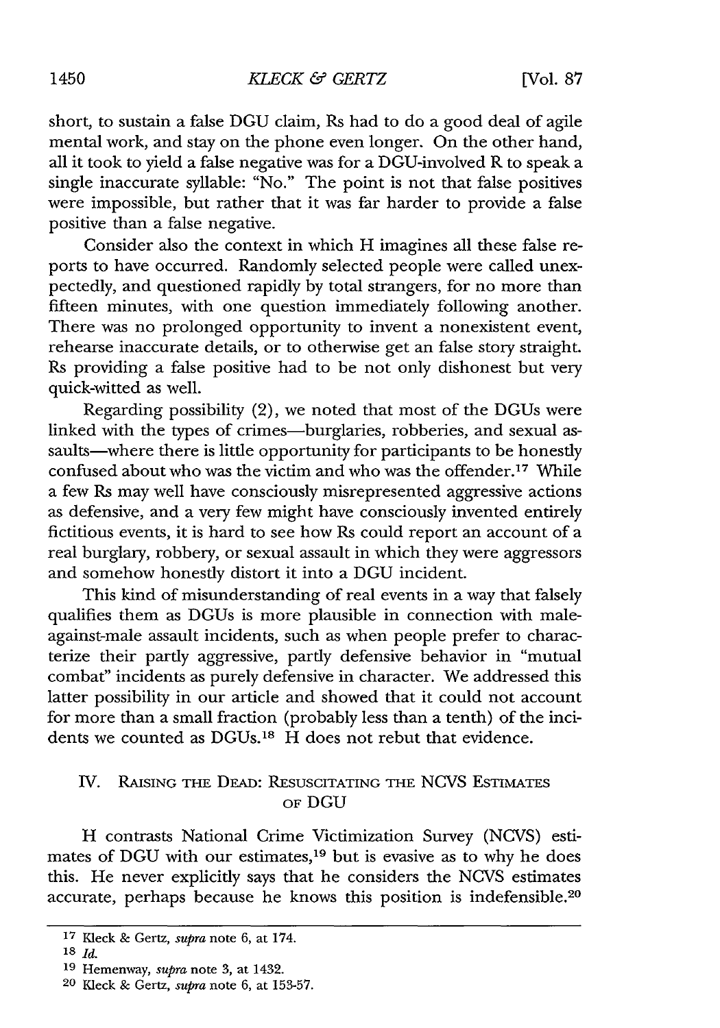short, to sustain a false DGU claim, Rs had to do a good deal of agile mental work, and stay on the phone even longer. On the other hand, all it took to yield a false negative was for a DGU-involved R to speak a single inaccurate syllable: "No." The point is not that false positives were impossible, but rather that it was far harder to provide a false positive than a false negative.

Consider also the context in which H imagines all these false reports to have occurred. Randomly selected people were called unexpectedly, and questioned rapidly by total strangers, for no more than fifteen minutes, with one question immediately following another. There was no prolonged opportunity to invent a nonexistent event, rehearse inaccurate details, or to otherwise get an false story straight. Rs providing a false positive had to be not only dishonest but very quick-witted as well.

Regarding possibility (2), we noted that most of the DGUs were linked with the types of crimes—burglaries, robberies, and sexual assaults—where there is little opportunity for participants to be honestly confused about who was the victim and who was the offender.[17] While a few Rs may well have consciously misrepresented aggressive actions as defensive, and a very few might have consciously invented entirely fictitious events, it is hard to see how Rs could report an account of a real burglary, robbery, or sexual assault in which they were aggressors and somehow honestly distort it into a DGU incident.

This kind of misunderstanding of real events in a way that falsely qualifies them as DGUs is more plausible in connection with male-against-male assault incidents, such as when people prefer to characterize their partly aggressive, partly defensive behavior in "mutual combat" incidents as purely defensive in character. We addressed this latter possibility in our article and showed that it could not account for more than a small fraction (probably less than a tenth) of the incidents we counted as DGUs.[18] H does not rebut that evidence.

## IV. Raising the Dead: Resuscitating the NCVS Estimates of DGU

H contrasts National Crime Victimization Survey (NCVS) estimates of DGU with our estimates,[19] but is evasive as to why he does this. He never explicitly says that he considers the NCVS estimates accurate, perhaps because he knows this position is indefensible.[20]

---

[17] Kleck & Gertz, *supra* note 6, at 174.

[18] *Id.*

[19] Hemenway, *supra* note 3, at 1432.

[20] Kleck & Gertz, *supra* note 6, at 153-57.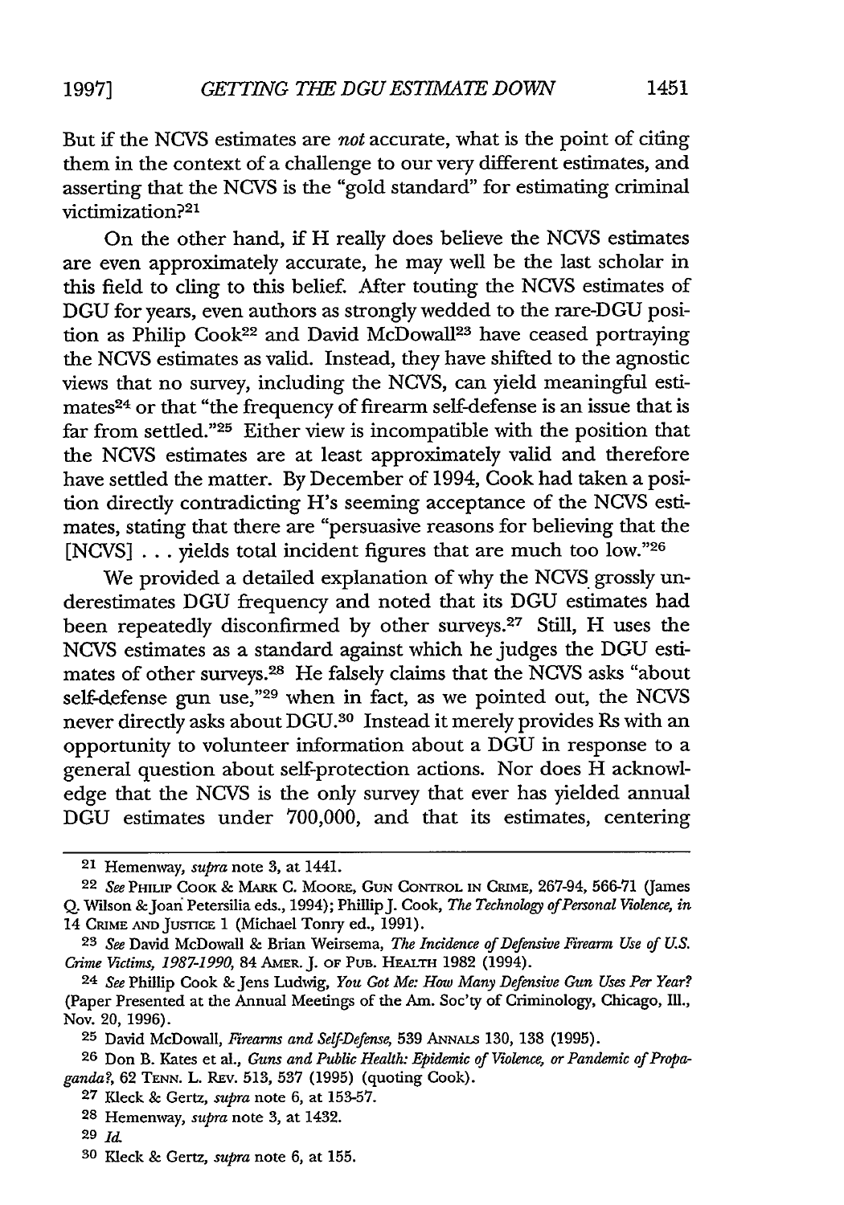But if the NCVS estimates are *not* accurate, what is the point of citing them in the context of a challenge to our very different estimates, and asserting that the NCVS is the "gold standard" for estimating criminal victimization?[21]

On the other hand, if H really does believe the NCVS estimates are even approximately accurate, he may well be the last scholar in this field to cling to this belief. After touting the NCVS estimates of DGU for years, even authors as strongly wedded to the rare-DGU position as Philip Cook[22] and David McDowall[23] have ceased portraying the NCVS estimates as valid. Instead, they have shifted to the agnostic views that no survey, including the NCVS, can yield meaningful estimates[24] or that "the frequency of firearm self-defense is an issue that is far from settled."[25] Either view is incompatible with the position that the NCVS estimates are at least approximately valid and therefore have settled the matter. By December of 1994, Cook had taken a position directly contradicting H's seeming acceptance of the NCVS estimates, stating that there are "persuasive reasons for believing that the [NCVS] . . . yields total incident figures that are much too low."[26]

We provided a detailed explanation of why the NCVS grossly underestimates DGU frequency and noted that its DGU estimates had been repeatedly disconfirmed by other surveys.[27] Still, H uses the NCVS estimates as a standard against which he judges the DGU estimates of other surveys.[28] He falsely claims that the NCVS asks "about self-defense gun use,"[29] when in fact, as we pointed out, the NCVS never directly asks about DGU.[30] Instead it merely provides Rs with an opportunity to volunteer information about a DGU in response to a general question about self-protection actions. Nor does H acknowledge that the NCVS is the only survey that ever has yielded annual DGU estimates under 700,000, and that its estimates, centering

---

[21] Hemenway, *supra* note 3, at 1441.

[22] *See* Philip Cook & Mark C. Moore, Gun Control in Crime, 267-94, 566-71 (James Q. Wilson & Joan Petersilia eds., 1994); Phillip J. Cook, *The Technology of Personal Violence*, *in* 14 Crime and Justice 1 (Michael Tonry ed., 1991).

[23] *See* David McDowall & Brian Weirsema, *The Incidence of Defensive Firearm Use of U.S. Crime Victims, 1987-1990*, 84 Amer. J. of Pub. Health 1982 (1994).

[24] *See* Phillip Cook & Jens Ludwig, *You Got Me: How Many Defensive Gun Uses Per Year?* (Paper Presented at the Annual Meetings of the Am. Soc'ty of Criminology, Chicago, Ill., Nov. 20, 1996).

[25] David McDowall, *Firearms and Self-Defense*, 539 Annals 130, 138 (1995).

[26] Don B. Kates et al., *Guns and Public Health: Epidemic of Violence, or Pandemic of Propaganda?*, 62 Tenn. L. Rev. 513, 537 (1995) (quoting Cook).

[27] Kleck & Gertz, *supra* note 6, at 153-57.

[28] Hemenway, *supra* note 3, at 1432.

[29] *Id.*

[30] Kleck & Gertz, *supra* note 6, at 155.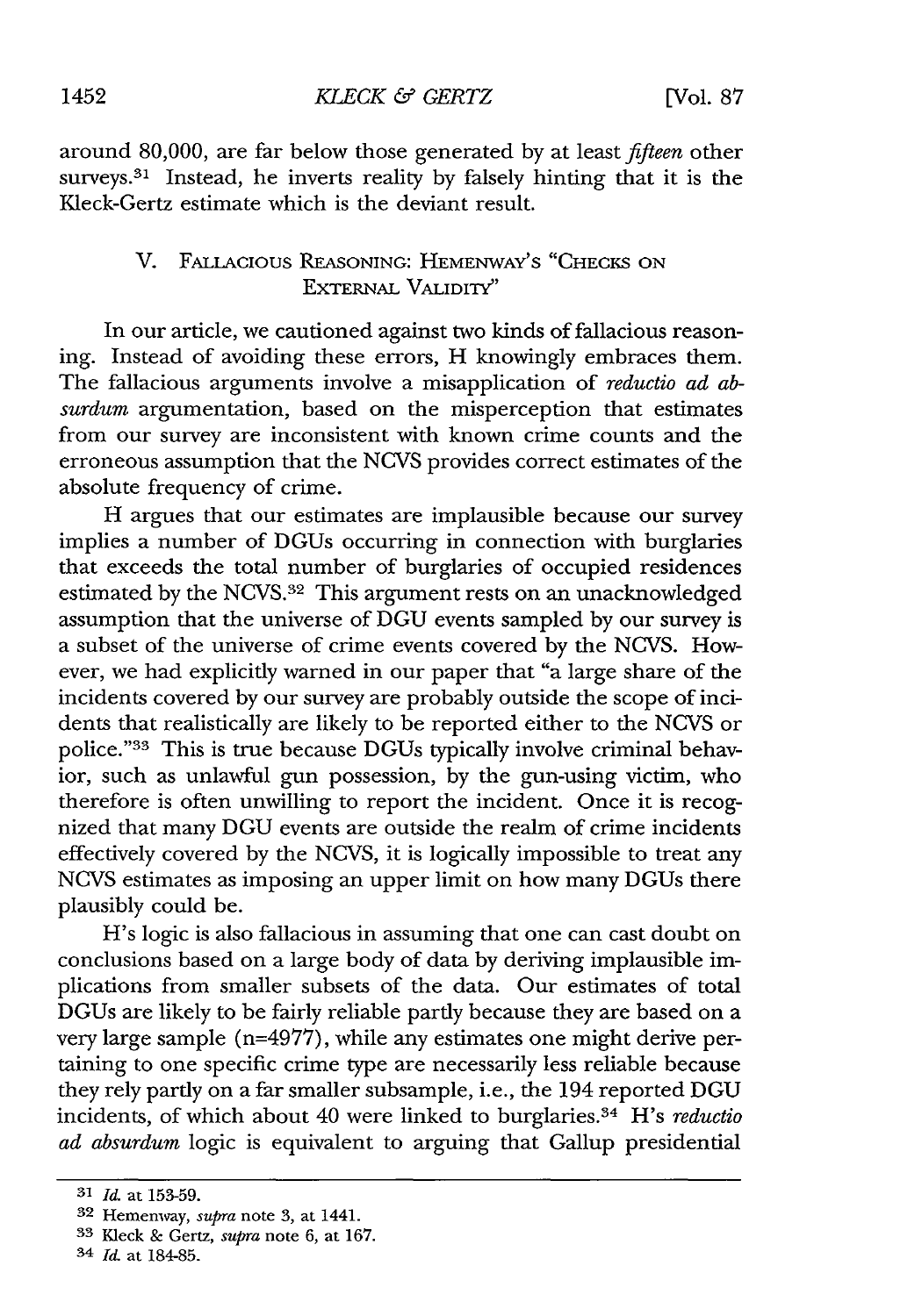around 80,000, are far below those generated by at least *fifteen* other surveys.[31] Instead, he inverts reality by falsely hinting that it is the Kleck-Gertz estimate which is the deviant result.

## V. Fallacious Reasoning: Hemenway's "Checks on External Validity"

In our article, we cautioned against two kinds of fallacious reasoning. Instead of avoiding these errors, H knowingly embraces them. The fallacious arguments involve a misapplication of *reductio ad absurdum* argumentation, based on the misperception that estimates from our survey are inconsistent with known crime counts and the erroneous assumption that the NCVS provides correct estimates of the absolute frequency of crime.

H argues that our estimates are implausible because our survey implies a number of DGUs occurring in connection with burglaries that exceeds the total number of burglaries of occupied residences estimated by the NCVS.[32] This argument rests on an unacknowledged assumption that the universe of DGU events sampled by our survey is a subset of the universe of crime events covered by the NCVS. However, we had explicitly warned in our paper that "a large share of the incidents covered by our survey are probably outside the scope of incidents that realistically are likely to be reported either to the NCVS or police."[33] This is true because DGUs typically involve criminal behavior, such as unlawful gun possession, by the gun-using victim, who therefore is often unwilling to report the incident. Once it is recognized that many DGU events are outside the realm of crime incidents effectively covered by the NCVS, it is logically impossible to treat any NCVS estimates as imposing an upper limit on how many DGUs there plausibly could be.

H's logic is also fallacious in assuming that one can cast doubt on conclusions based on a large body of data by deriving implausible implications from smaller subsets of the data. Our estimates of total DGUs are likely to be fairly reliable partly because they are based on a very large sample (n=4977), while any estimates one might derive pertaining to one specific crime type are necessarily less reliable because they rely partly on a far smaller subsample, i.e., the 194 reported DGU incidents, of which about 40 were linked to burglaries.[34] H's *reductio ad absurdum* logic is equivalent to arguing that Gallup presidential

---

[31] *Id.* at 153-59.

[32] Hemenway, *supra* note 3, at 1441.

[33] Kleck & Gertz, *supra* note 6, at 167.

[34] *Id.* at 184-85.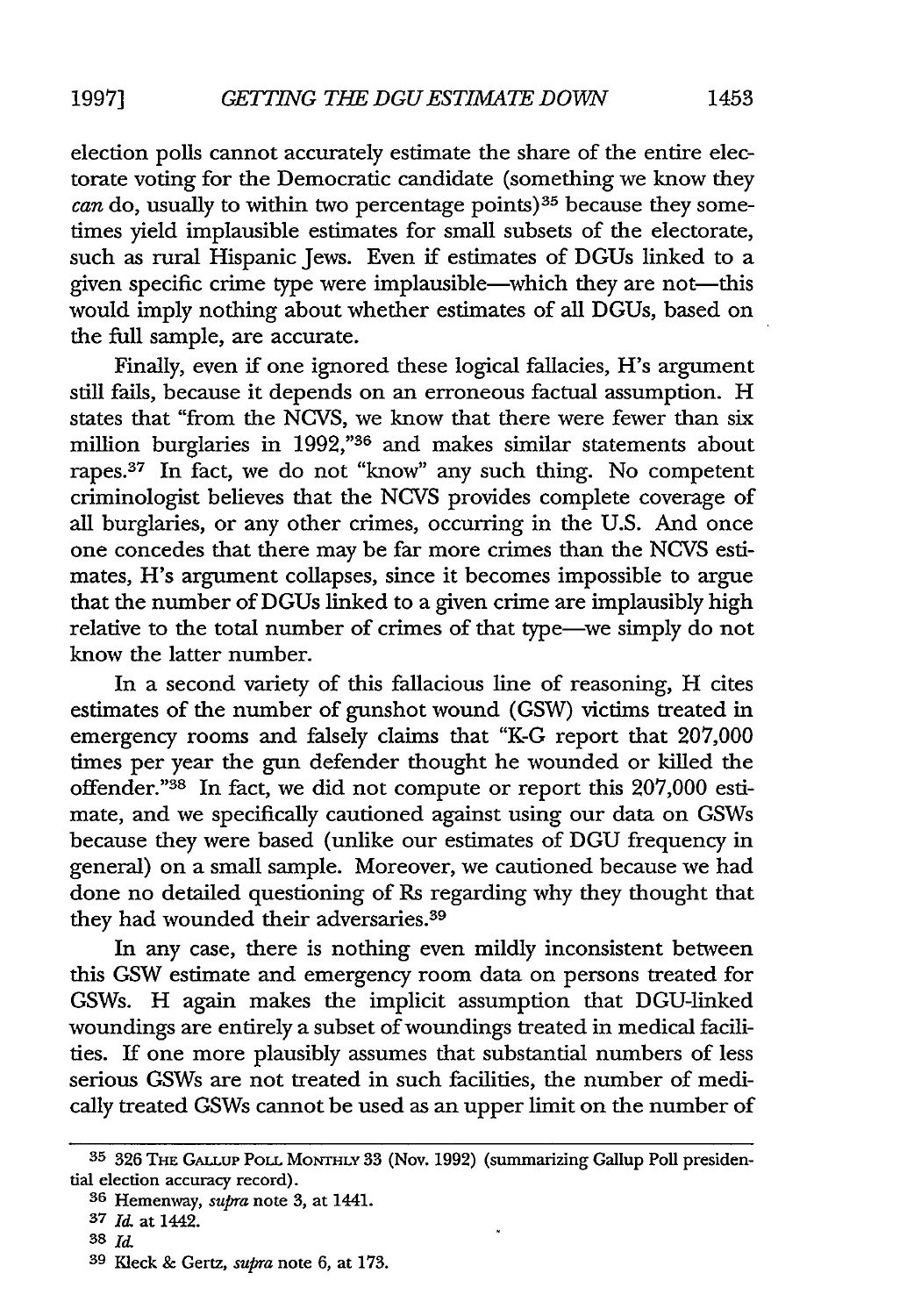election polls cannot accurately estimate the share of the entire electorate voting for the Democratic candidate (something we know they *can* do, usually to within two percentage points)[35] because they sometimes yield implausible estimates for small subsets of the electorate, such as rural Hispanic Jews. Even if estimates of DGUs linked to a given specific crime type were implausible—which they are not—this would imply nothing about whether estimates of all DGUs, based on the full sample, are accurate.

Finally, even if one ignored these logical fallacies, H's argument still fails, because it depends on an erroneous factual assumption. H states that "from the NCVS, we know that there were fewer than six million burglaries in 1992,"[36] and makes similar statements about rapes.[37] In fact, we do not "know" any such thing. No competent criminologist believes that the NCVS provides complete coverage of all burglaries, or any other crimes, occurring in the U.S. And once one concedes that there may be far more crimes than the NCVS estimates, H's argument collapses, since it becomes impossible to argue that the number of DGUs linked to a given crime are implausibly high relative to the total number of crimes of that type—we simply do not know the latter number.

In a second variety of this fallacious line of reasoning, H cites estimates of the number of gunshot wound (GSW) victims treated in emergency rooms and falsely claims that "K-G report that 207,000 times per year the gun defender thought he wounded or killed the offender."[38] In fact, we did not compute or report this 207,000 estimate, and we specifically cautioned against using our data on GSWs because they were based (unlike our estimates of DGU frequency in general) on a small sample. Moreover, we cautioned because we had done no detailed questioning of Rs regarding why they thought that they had wounded their adversaries.[39]

In any case, there is nothing even mildly inconsistent between this GSW estimate and emergency room data on persons treated for GSWs. H again makes the implicit assumption that DGU-linked woundings are entirely a subset of woundings treated in medical facilities. If one more plausibly assumes that substantial numbers of less serious GSWs are not treated in such facilities, the number of medically treated GSWs cannot be used as an upper limit on the number of

---

[35] 326 THE GALLUP POLL MONTHLY 33 (Nov. 1992) (summarizing Gallup Poll presidential election accuracy record).

[36] Hemenway, *supra* note 3, at 1441.

[37] *Id.* at 1442.

[38] *Id.*

[39] Kleck & Gertz, *supra* note 6, at 173.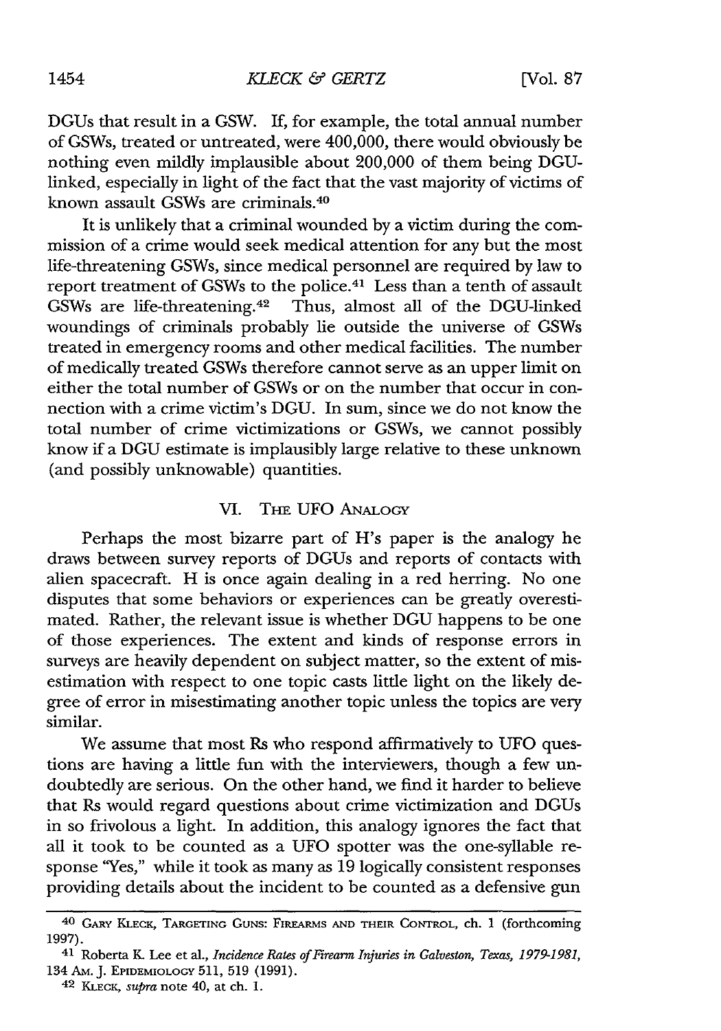DGUs that result in a GSW. If, for example, the total annual number of GSWs, treated or untreated, were 400,000, there would obviously be nothing even mildly implausible about 200,000 of them being DGU-linked, especially in light of the fact that the vast majority of victims of known assault GSWs are criminals.[40]

It is unlikely that a criminal wounded by a victim during the commission of a crime would seek medical attention for any but the most life-threatening GSWs, since medical personnel are required by law to report treatment of GSWs to the police.[41] Less than a tenth of assault GSWs are life-threatening.[42] Thus, almost all of the DGU-linked woundings of criminals probably lie outside the universe of GSWs treated in emergency rooms and other medical facilities. The number of medically treated GSWs therefore cannot serve as an upper limit on either the total number of GSWs or on the number that occur in connection with a crime victim's DGU. In sum, since we do not know the total number of crime victimizations or GSWs, we cannot possibly know if a DGU estimate is implausibly large relative to these unknown (and possibly unknowable) quantities.

## VI. The UFO Analogy

Perhaps the most bizarre part of H's paper is the analogy he draws between survey reports of DGUs and reports of contacts with alien spacecraft. H is once again dealing in a red herring. No one disputes that some behaviors or experiences can be greatly overestimated. Rather, the relevant issue is whether DGU happens to be one of those experiences. The extent and kinds of response errors in surveys are heavily dependent on subject matter, so the extent of misestimation with respect to one topic casts little light on the likely degree of error in misestimating another topic unless the topics are very similar.

We assume that most Rs who respond affirmatively to UFO questions are having a little fun with the interviewers, though a few undoubtedly are serious. On the other hand, we find it harder to believe that Rs would regard questions about crime victimization and DGUs in so frivolous a light. In addition, this analogy ignores the fact that all it took to be counted as a UFO spotter was the one-syllable response "Yes," while it took as many as 19 logically consistent responses providing details about the incident to be counted as a defensive gun

---

[40] Gary Kleck, Targeting Guns: Firearms and their Control, ch. 1 (forthcoming 1997).

[41] Roberta K. Lee et al., *Incidence Rates of Firearm Injuries in Galveston, Texas, 1979-1981*, 134 Am. J. Epidemiology 511, 519 (1991).

[42] Kleck, *supra* note 40, at ch. 1.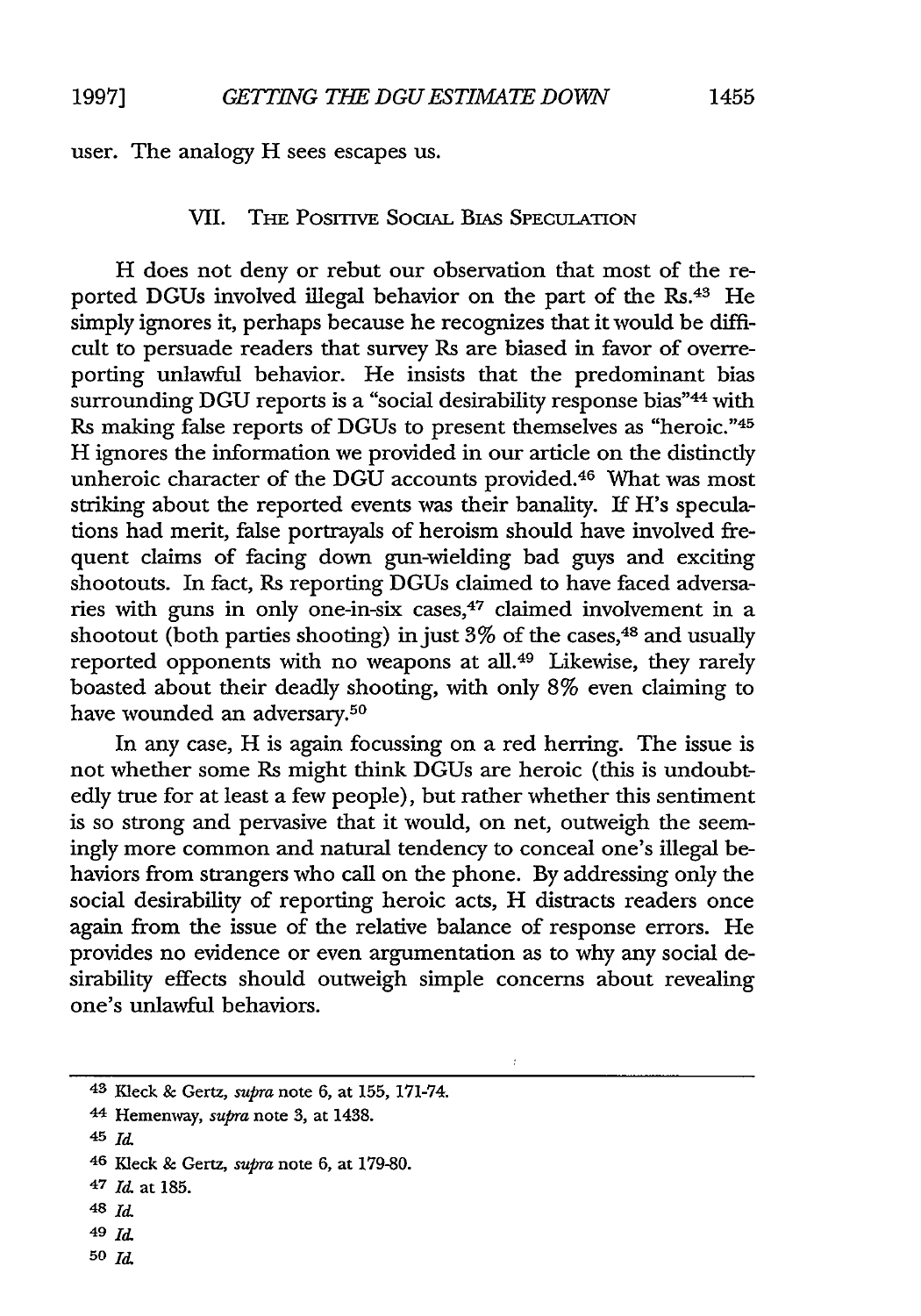user. The analogy H sees escapes us.

## VII. The Positive Social Bias Speculation

H does not deny or rebut our observation that most of the reported DGUs involved illegal behavior on the part of the Rs.[43] He simply ignores it, perhaps because he recognizes that it would be difficult to persuade readers that survey Rs are biased in favor of overreporting unlawful behavior. He insists that the predominant bias surrounding DGU reports is a "social desirability response bias"[44] with Rs making false reports of DGUs to present themselves as "heroic."[45] H ignores the information we provided in our article on the distinctly unheroic character of the DGU accounts provided.[46] What was most striking about the reported events was their banality. If H's speculations had merit, false portrayals of heroism should have involved frequent claims of facing down gun-wielding bad guys and exciting shootouts. In fact, Rs reporting DGUs claimed to have faced adversaries with guns in only one-in-six cases,[47] claimed involvement in a shootout (both parties shooting) in just 3% of the cases,[48] and usually reported opponents with no weapons at all.[49] Likewise, they rarely boasted about their deadly shooting, with only 8% even claiming to have wounded an adversary.[50]

In any case, H is again focussing on a red herring. The issue is not whether some Rs might think DGUs are heroic (this is undoubtedly true for at least a few people), but rather whether this sentiment is so strong and pervasive that it would, on net, outweigh the seemingly more common and natural tendency to conceal one's illegal behaviors from strangers who call on the phone. By addressing only the social desirability of reporting heroic acts, H distracts readers once again from the issue of the relative balance of response errors. He provides no evidence or even argumentation as to why any social desirability effects should outweigh simple concerns about revealing one's unlawful behaviors.

---

[43] Kleck & Gertz, *supra* note 6, at 155, 171-74.

[44] Hemenway, *supra* note 3, at 1438.

[45] *Id.*

[46] Kleck & Gertz, *supra* note 6, at 179-80.

[47] *Id.* at 185.

[48] *Id.*

[49] *Id.*

[50] *Id.*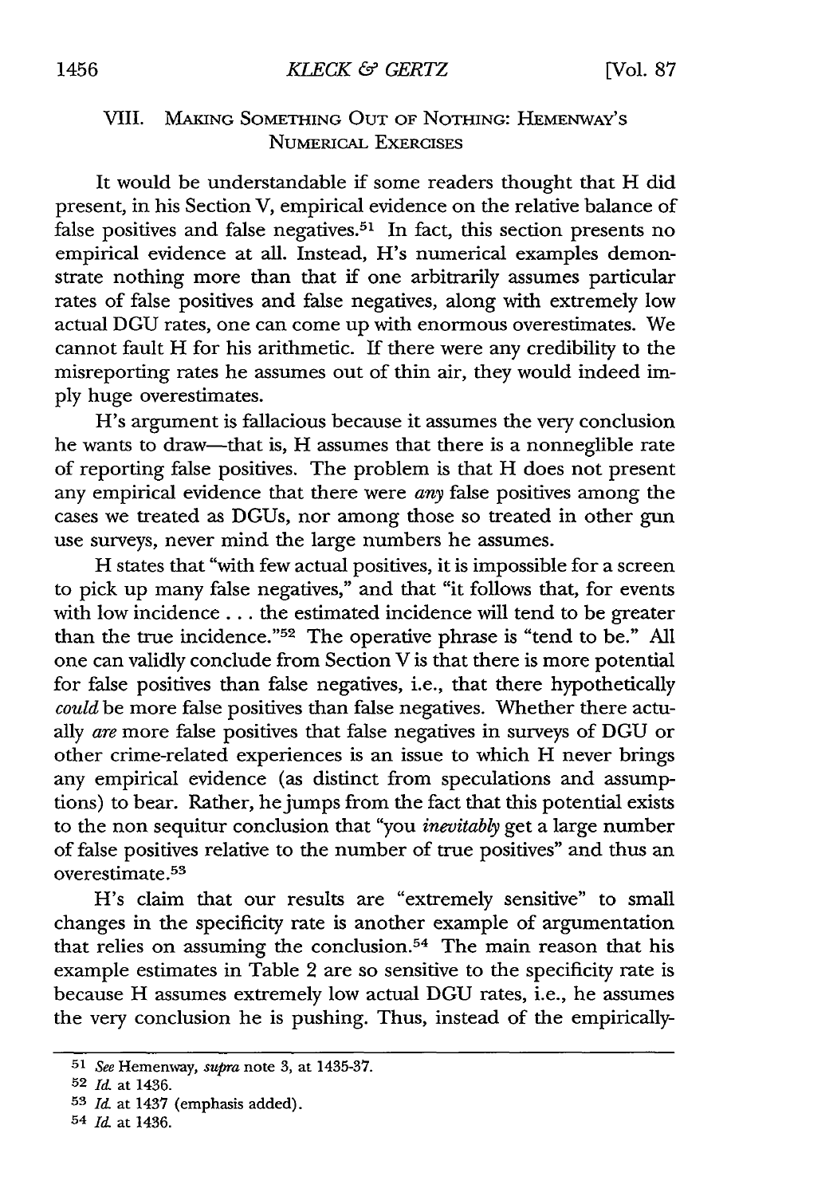## VIII. Making Something Out of Nothing: Hemenway's Numerical Exercises

It would be understandable if some readers thought that H did present, in his Section V, empirical evidence on the relative balance of false positives and false negatives.[51] In fact, this section presents no empirical evidence at all. Instead, H's numerical examples demonstrate nothing more than that if one arbitrarily assumes particular rates of false positives and false negatives, along with extremely low actual DGU rates, one can come up with enormous overestimates. We cannot fault H for his arithmetic. If there were any credibility to the misreporting rates he assumes out of thin air, they would indeed imply huge overestimates.

H's argument is fallacious because it assumes the very conclusion he wants to draw—that is, H assumes that there is a nonneglible rate of reporting false positives. The problem is that H does not present any empirical evidence that there were *any* false positives among the cases we treated as DGUs, nor among those so treated in other gun use surveys, never mind the large numbers he assumes.

H states that "with few actual positives, it is impossible for a screen to pick up many false negatives," and that "it follows that, for events with low incidence . . . the estimated incidence will tend to be greater than the true incidence."[52] The operative phrase is "tend to be." All one can validly conclude from Section V is that there is more potential for false positives than false negatives, i.e., that there hypothetically *could* be more false positives than false negatives. Whether there actually *are* more false positives that false negatives in surveys of DGU or other crime-related experiences is an issue to which H never brings any empirical evidence (as distinct from speculations and assumptions) to bear. Rather, he jumps from the fact that this potential exists to the non sequitur conclusion that "you *inevitably* get a large number of false positives relative to the number of true positives" and thus an overestimate.[53]

H's claim that our results are "extremely sensitive" to small changes in the specificity rate is another example of argumentation that relies on assuming the conclusion.[54] The main reason that his example estimates in Table 2 are so sensitive to the specificity rate is because H assumes extremely low actual DGU rates, i.e., he assumes the very conclusion he is pushing. Thus, instead of the empirically-

---

[51] *See* Hemenway, *supra* note 3, at 1435-37.

[52] *Id.* at 1436.

[53] *Id.* at 1437 (emphasis added).

[54] *Id.* at 1436.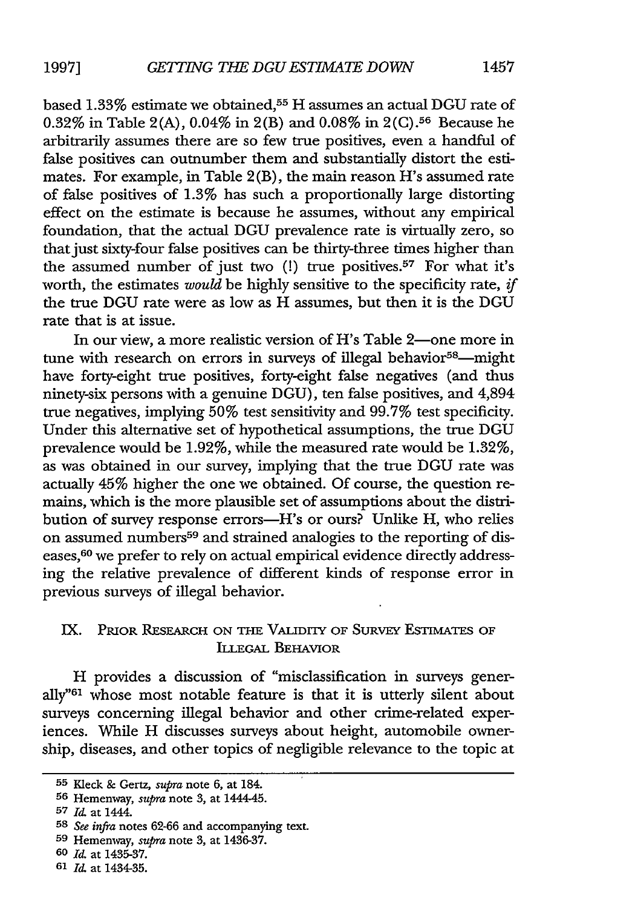based 1.33% estimate we obtained,[55] H assumes an actual DGU rate of 0.32% in Table 2(A), 0.04% in 2(B) and 0.08% in 2(C).[56] Because he arbitrarily assumes there are so few true positives, even a handful of false positives can outnumber them and substantially distort the estimates. For example, in Table 2(B), the main reason H's assumed rate of false positives of 1.3% has such a proportionally large distorting effect on the estimate is because he assumes, without any empirical foundation, that the actual DGU prevalence rate is virtually zero, so that just sixty-four false positives can be thirty-three times higher than the assumed number of just two (!) true positives.[57] For what it's worth, the estimates *would* be highly sensitive to the specificity rate, *if* the true DGU rate were as low as H assumes, but then it is the DGU rate that is at issue.

In our view, a more realistic version of H's Table 2—one more in tune with research on errors in surveys of illegal behavior[58]—might have forty-eight true positives, forty-eight false negatives (and thus ninety-six persons with a genuine DGU), ten false positives, and 4,894 true negatives, implying 50% test sensitivity and 99.7% test specificity. Under this alternative set of hypothetical assumptions, the true DGU prevalence would be 1.92%, while the measured rate would be 1.32%, as was obtained in our survey, implying that the true DGU rate was actually 45% higher the one we obtained. Of course, the question remains, which is the more plausible set of assumptions about the distribution of survey response errors—H's or ours? Unlike H, who relies on assumed numbers[59] and strained analogies to the reporting of diseases,[60] we prefer to rely on actual empirical evidence directly addressing the relative prevalence of different kinds of response error in previous surveys of illegal behavior.

## IX. Prior Research on the Validity of Survey Estimates of Illegal Behavior

H provides a discussion of "misclassification in surveys generally"[61] whose most notable feature is that it is utterly silent about surveys concerning illegal behavior and other crime-related experiences. While H discusses surveys about height, automobile ownership, diseases, and other topics of negligible relevance to the topic at

---

[55] Kleck & Gertz, *supra* note 6, at 184.

[56] Hemenway, *supra* note 3, at 1444-45.

[57] *Id.* at 1444.

[58] *See infra* notes 62-66 and accompanying text.

[59] Hemenway, *supra* note 3, at 1436-37.

[60] *Id.* at 1435-37.

[61] *Id.* at 1434-35.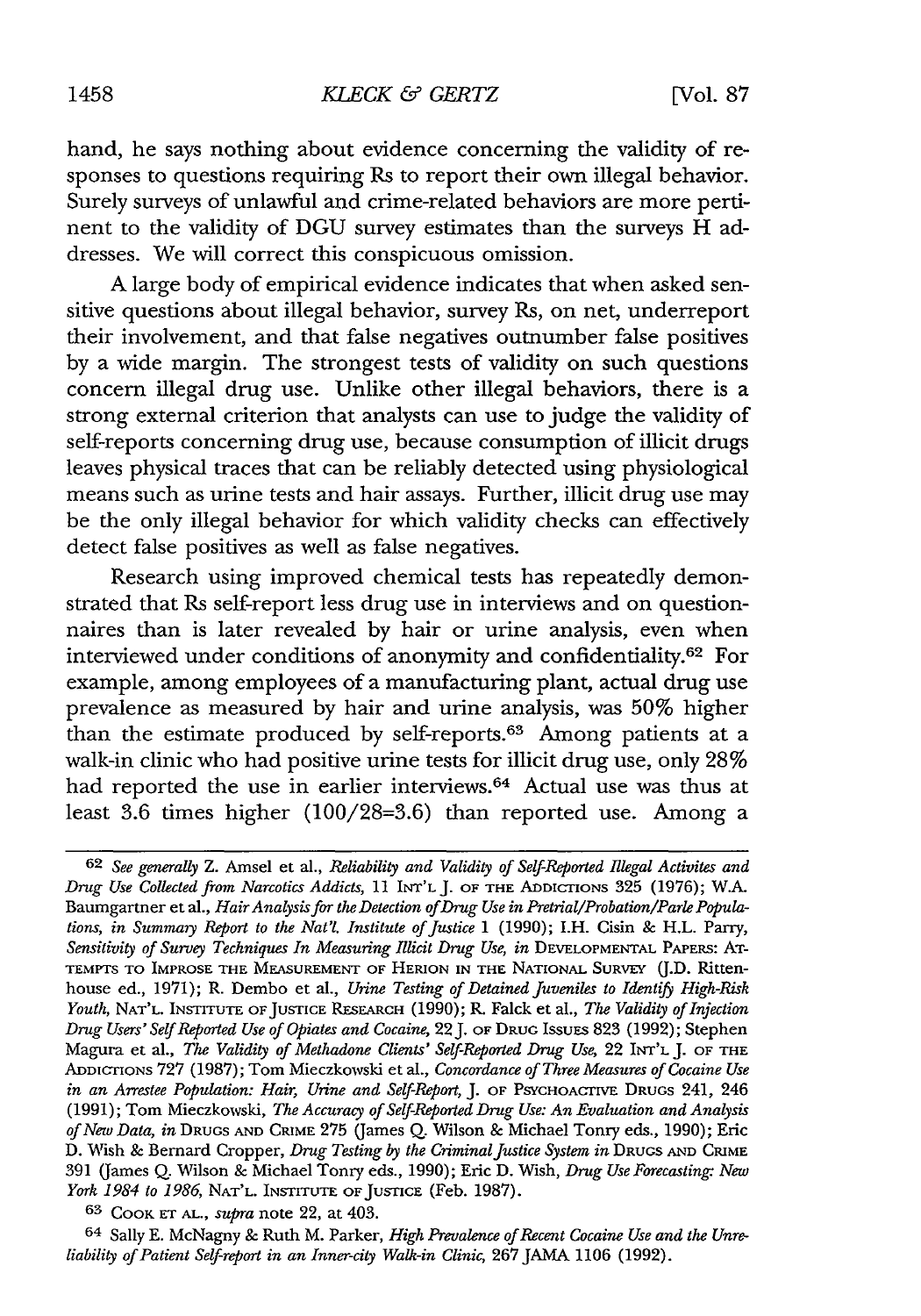hand, he says nothing about evidence concerning the validity of responses to questions requiring Rs to report their own illegal behavior. Surely surveys of unlawful and crime-related behaviors are more pertinent to the validity of DGU survey estimates than the surveys H addresses. We will correct this conspicuous omission.

A large body of empirical evidence indicates that when asked sensitive questions about illegal behavior, survey Rs, on net, underreport their involvement, and that false negatives outnumber false positives by a wide margin. The strongest tests of validity on such questions concern illegal drug use. Unlike other illegal behaviors, there is a strong external criterion that analysts can use to judge the validity of self-reports concerning drug use, because consumption of illicit drugs leaves physical traces that can be reliably detected using physiological means such as urine tests and hair assays. Further, illicit drug use may be the only illegal behavior for which validity checks can effectively detect false positives as well as false negatives.

Research using improved chemical tests has repeatedly demonstrated that Rs self-report less drug use in interviews and on questionnaires than is later revealed by hair or urine analysis, even when interviewed under conditions of anonymity and confidentiality.[62] For example, among employees of a manufacturing plant, actual drug use prevalence as measured by hair and urine analysis, was 50% higher than the estimate produced by self-reports.[63] Among patients at a walk-in clinic who had positive urine tests for illicit drug use, only 28% had reported the use in earlier interviews.[64] Actual use was thus at least 3.6 times higher (100/28=3.6) than reported use. Among a

---

[62] *See generally* Z. Amsel et al., *Reliability and Validity of Self-Reported Illegal Activites and Drug Use Collected from Narcotics Addicts*, 11 INT'L J. OF THE ADDICTIONS 325 (1976); W.A. Baumgartner et al., *Hair Analysis for the Detection of Drug Use in Pretrial/Probation/Parle Populations*, *in Summary Report to the Nat'l. Institute of Justice* 1 (1990); I.H. Cisin & H.L. Parry, *Sensitivity of Survey Techniques In Measuring Illicit Drug Use*, *in* DEVELOPMENTAL PAPERS: ATTEMPTS TO IMPROSE THE MEASUREMENT OF HERION IN THE NATIONAL SURVEY (J.D. Rittenhouse ed., 1971); R. Dembo et al., *Urine Testing of Detained Juveniles to Identify High-Risk Youth*, NAT'L. INSTITUTE OF JUSTICE RESEARCH (1990); R. Falck et al., *The Validity of Injection Drug Users' Self Reported Use of Opiates and Cocaine*, 22 J. OF DRUG ISSUES 823 (1992); Stephen Magura et al., *The Validity of Methadone Clients' Self-Reported Drug Use*, 22 INT'L J. OF THE ADDICTIONS 727 (1987); Tom Mieczkowski et al., *Concordance of Three Measures of Cocaine Use in an Arrestee Population: Hair, Urine and Self-Report*, J. OF PSYCHOACTIVE DRUGS 241, 246 (1991); Tom Mieczkowski, *The Accuracy of Self-Reported Drug Use: An Evaluation and Analysis of New Data*, *in* DRUGS AND CRIME 275 (James Q. Wilson & Michael Tonry eds., 1990); Eric D. Wish & Bernard Cropper, *Drug Testing by the Criminal Justice System in* DRUGS AND CRIME 391 (James Q. Wilson & Michael Tonry eds., 1990); Eric D. Wish, *Drug Use Forecasting: New York 1984 to 1986*, NAT'L. INSTITUTE OF JUSTICE (Feb. 1987).

[63] COOK ET AL., *supra* note 22, at 403.

[64] Sally E. McNagny & Ruth M. Parker, *High Prevalence of Recent Cocaine Use and the Unreliability of Patient Self-report in an Inner-city Walk-in Clinic*, 267 JAMA 1106 (1992).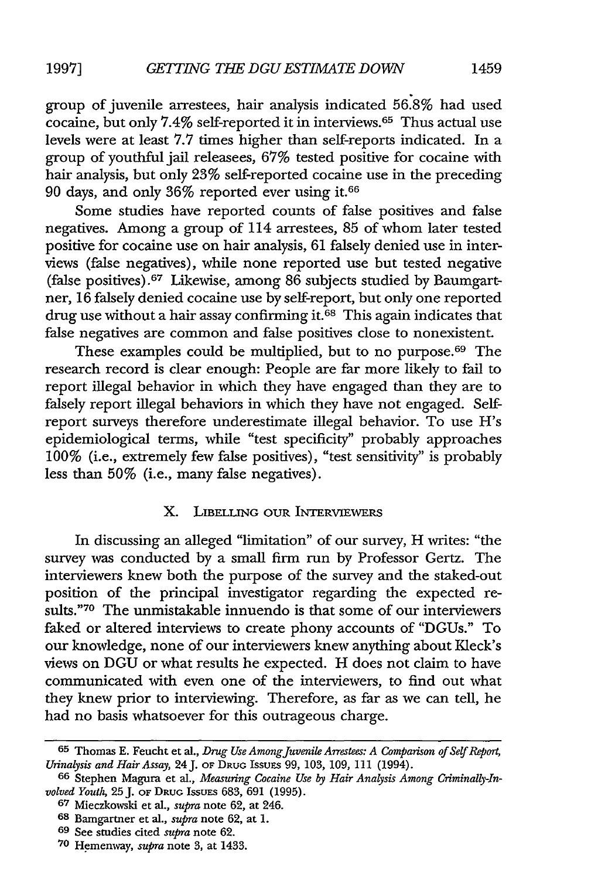group of juvenile arrestees, hair analysis indicated 56.8% had used cocaine, but only 7.4% self-reported it in interviews.[65] Thus actual use levels were at least 7.7 times higher than self-reports indicated. In a group of youthful jail releasees, 67% tested positive for cocaine with hair analysis, but only 23% self-reported cocaine use in the preceding 90 days, and only 36% reported ever using it.[66]

Some studies have reported counts of false positives and false negatives. Among a group of 114 arrestees, 85 of whom later tested positive for cocaine use on hair analysis, 61 falsely denied use in interviews (false negatives), while none reported use but tested negative (false positives).[67] Likewise, among 86 subjects studied by Baumgartner, 16 falsely denied cocaine use by self-report, but only one reported drug use without a hair assay confirming it.[68] This again indicates that false negatives are common and false positives close to nonexistent.

These examples could be multiplied, but to no purpose.[69] The research record is clear enough: People are far more likely to fail to report illegal behavior in which they have engaged than they are to falsely report illegal behaviors in which they have not engaged. Self-report surveys therefore underestimate illegal behavior. To use H's epidemiological terms, while "test specificity" probably approaches 100% (i.e., extremely few false positives), "test sensitivity" is probably less than 50% (i.e., many false negatives).

## X. Libelling our Interviewers

In discussing an alleged "limitation" of our survey, H writes: "the survey was conducted by a small firm run by Professor Gertz. The interviewers knew both the purpose of the survey and the staked-out position of the principal investigator regarding the expected results."[70] The unmistakable innuendo is that some of our interviewers faked or altered interviews to create phony accounts of "DGUs." To our knowledge, none of our interviewers knew anything about Kleck's views on DGU or what results he expected. H does not claim to have communicated with even one of the interviewers, to find out what they knew prior to interviewing. Therefore, as far as we can tell, he had no basis whatsoever for this outrageous charge.

---

65 Thomas E. Feucht et al., *Drug Use Among Juvenile Arrestees: A Comparison of Self Report, Urinalysis and Hair Assay*, 24 J. of Drug Issues 99, 103, 109, 111 (1994).

66 Stephen Magura et al., *Measuring Cocaine Use by Hair Analysis Among Criminally-Involved Youth*, 25 J. of Drug Issues 683, 691 (1995).

67 Mieczkowski et al., *supra* note 62, at 246.

68 Bamgartner et al., *supra* note 62, at 1.

69 See studies cited *supra* note 62.

70 Hemenway, *supra* note 3, at 1433.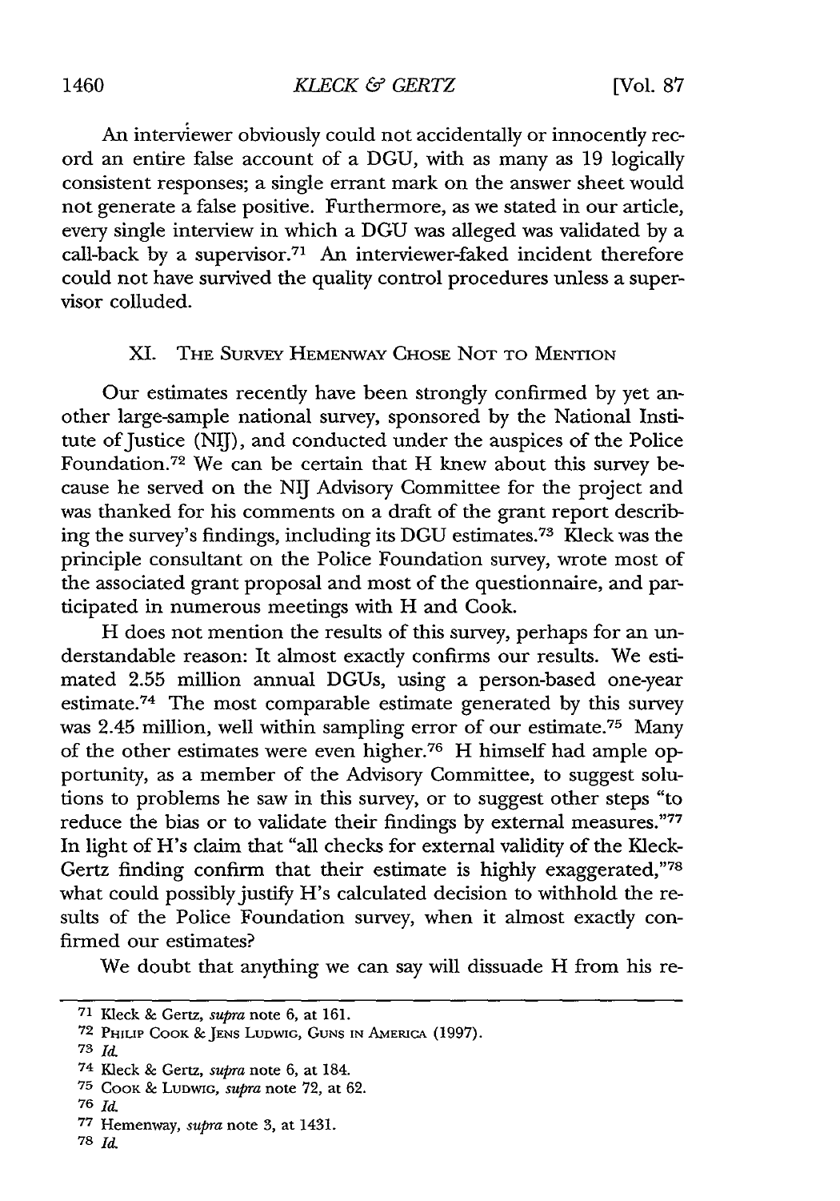An interviewer obviously could not accidentally or innocently record an entire false account of a DGU, with as many as 19 logically consistent responses; a single errant mark on the answer sheet would not generate a false positive. Furthermore, as we stated in our article, every single interview in which a DGU was alleged was validated by a call-back by a supervisor.[71] An interviewer-faked incident therefore could not have survived the quality control procedures unless a supervisor colluded.

## XI. The Survey Hemenway Chose Not to Mention

Our estimates recently have been strongly confirmed by yet another large-sample national survey, sponsored by the National Institute of Justice (NIJ), and conducted under the auspices of the Police Foundation.[72] We can be certain that H knew about this survey because he served on the NIJ Advisory Committee for the project and was thanked for his comments on a draft of the grant report describing the survey's findings, including its DGU estimates.[73] Kleck was the principle consultant on the Police Foundation survey, wrote most of the associated grant proposal and most of the questionnaire, and participated in numerous meetings with H and Cook.

H does not mention the results of this survey, perhaps for an understandable reason: It almost exactly confirms our results. We estimated 2.55 million annual DGUs, using a person-based one-year estimate.[74] The most comparable estimate generated by this survey was 2.45 million, well within sampling error of our estimate.[75] Many of the other estimates were even higher.[76] H himself had ample opportunity, as a member of the Advisory Committee, to suggest solutions to problems he saw in this survey, or to suggest other steps "to reduce the bias or to validate their findings by external measures."[77] In light of H's claim that "all checks for external validity of the Kleck-Gertz finding confirm that their estimate is highly exaggerated,"[78] what could possibly justify H's calculated decision to withhold the results of the Police Foundation survey, when it almost exactly confirmed our estimates?

We doubt that anything we can say will dissuade H from his re-

---

[71] Kleck & Gertz, *supra* note 6, at 161.

[72] Philip Cook & Jens Ludwig, Guns in America (1997).

[73] *Id.*

[74] Kleck & Gertz, *supra* note 6, at 184.

[75] Cook & Ludwig, *supra* note 72, at 62.

[76] *Id.*

[77] Hemenway, *supra* note 3, at 1431.

[78] *Id.*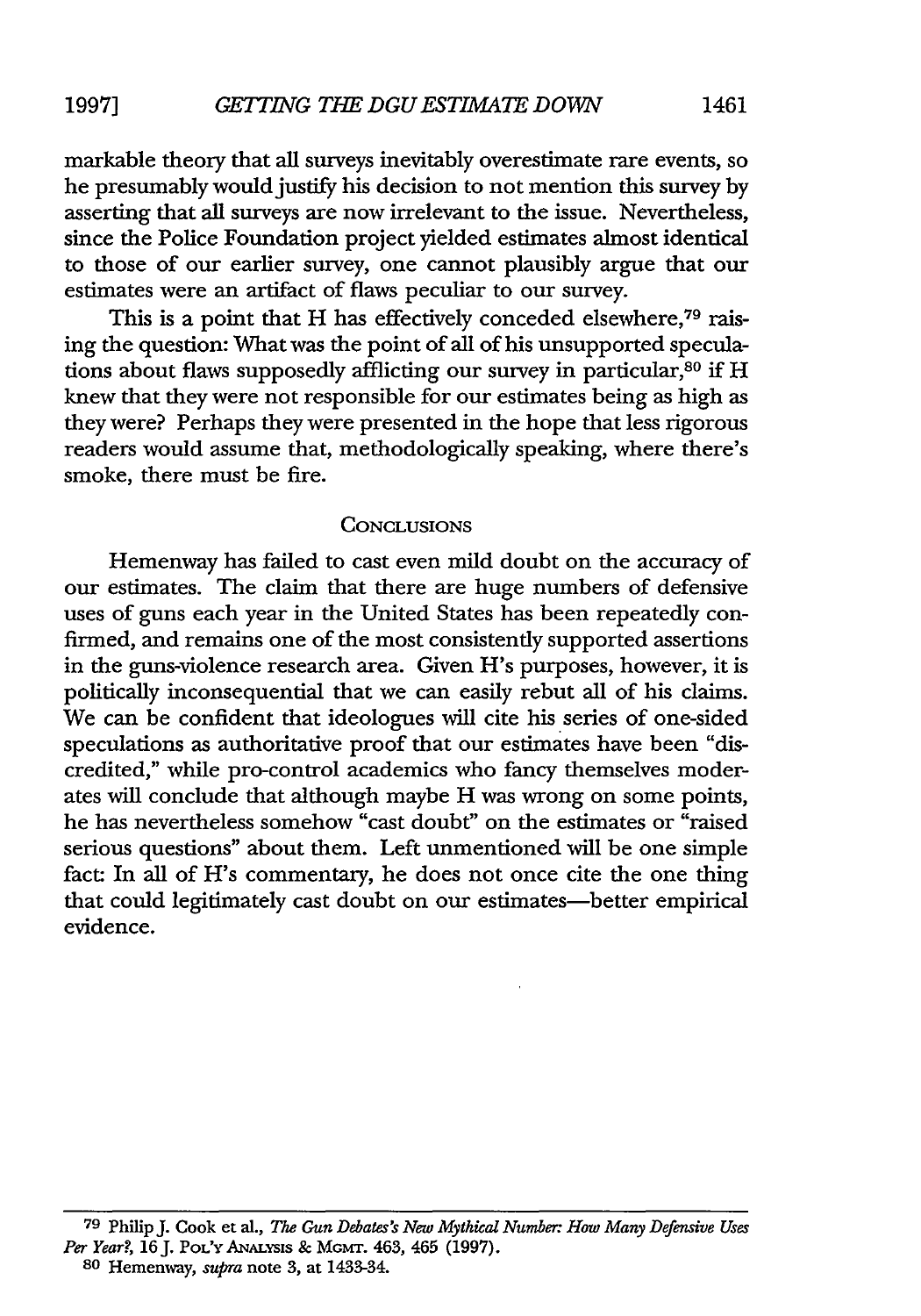markable theory that all surveys inevitably overestimate rare events, so he presumably would justify his decision to not mention this survey by asserting that all surveys are now irrelevant to the issue. Nevertheless, since the Police Foundation project yielded estimates almost identical to those of our earlier survey, one cannot plausibly argue that our estimates were an artifact of flaws peculiar to our survey.

This is a point that H has effectively conceded elsewhere,[79] raising the question: What was the point of all of his unsupported speculations about flaws supposedly afflicting our survey in particular,[80] if H knew that they were not responsible for our estimates being as high as they were? Perhaps they were presented in the hope that less rigorous readers would assume that, methodologically speaking, where there's smoke, there must be fire.

## CONCLUSIONS

Hemenway has failed to cast even mild doubt on the accuracy of our estimates. The claim that there are huge numbers of defensive uses of guns each year in the United States has been repeatedly confirmed, and remains one of the most consistently supported assertions in the guns-violence research area. Given H's purposes, however, it is politically inconsequential that we can easily rebut all of his claims. We can be confident that ideologues will cite his series of one-sided speculations as authoritative proof that our estimates have been "discredited," while pro-control academics who fancy themselves moderates will conclude that although maybe H was wrong on some points, he has nevertheless somehow "cast doubt" on the estimates or "raised serious questions" about them. Left unmentioned will be one simple fact: In all of H's commentary, he does not once cite the one thing that could legitimately cast doubt on our estimates—better empirical evidence.

---

[79] Philip J. Cook et al., *The Gun Debates's New Mythical Number: How Many Defensive Uses Per Year?*, 16 J. POL'Y ANALYSIS & MGMT. 463, 465 (1997).

[80] Hemenway, *supra* note 3, at 1433-34.